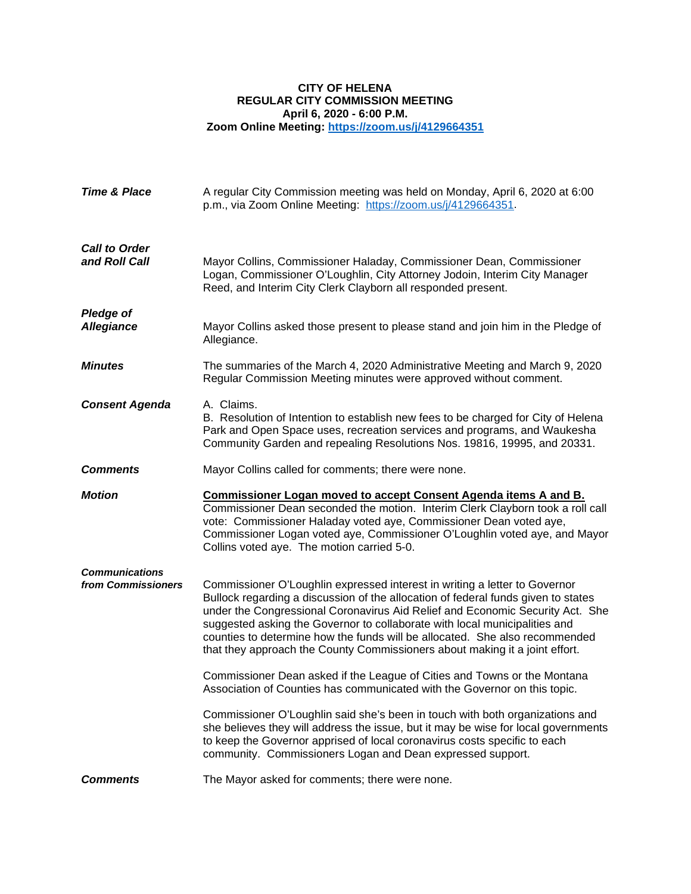# CITY OF HELENA
## REGULAR CITY COMMISSION MEETING
**April 6, 2020 - 6:00 P.M.**

**Zoom Online Meeting: https://zoom.us/j/4129664351**

***Time & Place***

A regular City Commission meeting was held on Monday, April 6, 2020 at 6:00 p.m., via Zoom Online Meeting: https://zoom.us/j/4129664351.

***Call to Order and Roll Call***

Mayor Collins, Commissioner Haladay, Commissioner Dean, Commissioner Logan, Commissioner O'Loughlin, City Attorney Jodoin, Interim City Manager Reed, and Interim City Clerk Clayborn all responded present.

***Pledge of Allegiance***

Mayor Collins asked those present to please stand and join him in the Pledge of Allegiance.

***Minutes***

The summaries of the March 4, 2020 Administrative Meeting and March 9, 2020 Regular Commission Meeting minutes were approved without comment.

***Consent Agenda***

A. Claims.
B. Resolution of Intention to establish new fees to be charged for City of Helena Park and Open Space uses, recreation services and programs, and Waukesha Community Garden and repealing Resolutions Nos. 19816, 19995, and 20331.

***Comments***

Mayor Collins called for comments; there were none.

***Motion***

**Commissioner Logan moved to accept Consent Agenda items A and B.** Commissioner Dean seconded the motion. Interim Clerk Clayborn took a roll call vote: Commissioner Haladay voted aye, Commissioner Dean voted aye, Commissioner Logan voted aye, Commissioner O'Loughlin voted aye, and Mayor Collins voted aye. The motion carried 5-0.

***Communications from Commissioners***

Commissioner O'Loughlin expressed interest in writing a letter to Governor Bullock regarding a discussion of the allocation of federal funds given to states under the Congressional Coronavirus Aid Relief and Economic Security Act. She suggested asking the Governor to collaborate with local municipalities and counties to determine how the funds will be allocated. She also recommended that they approach the County Commissioners about making it a joint effort.

Commissioner Dean asked if the League of Cities and Towns or the Montana Association of Counties has communicated with the Governor on this topic.

Commissioner O'Loughlin said she's been in touch with both organizations and she believes they will address the issue, but it may be wise for local governments to keep the Governor apprised of local coronavirus costs specific to each community. Commissioners Logan and Dean expressed support.

***Comments***

The Mayor asked for comments; there were none.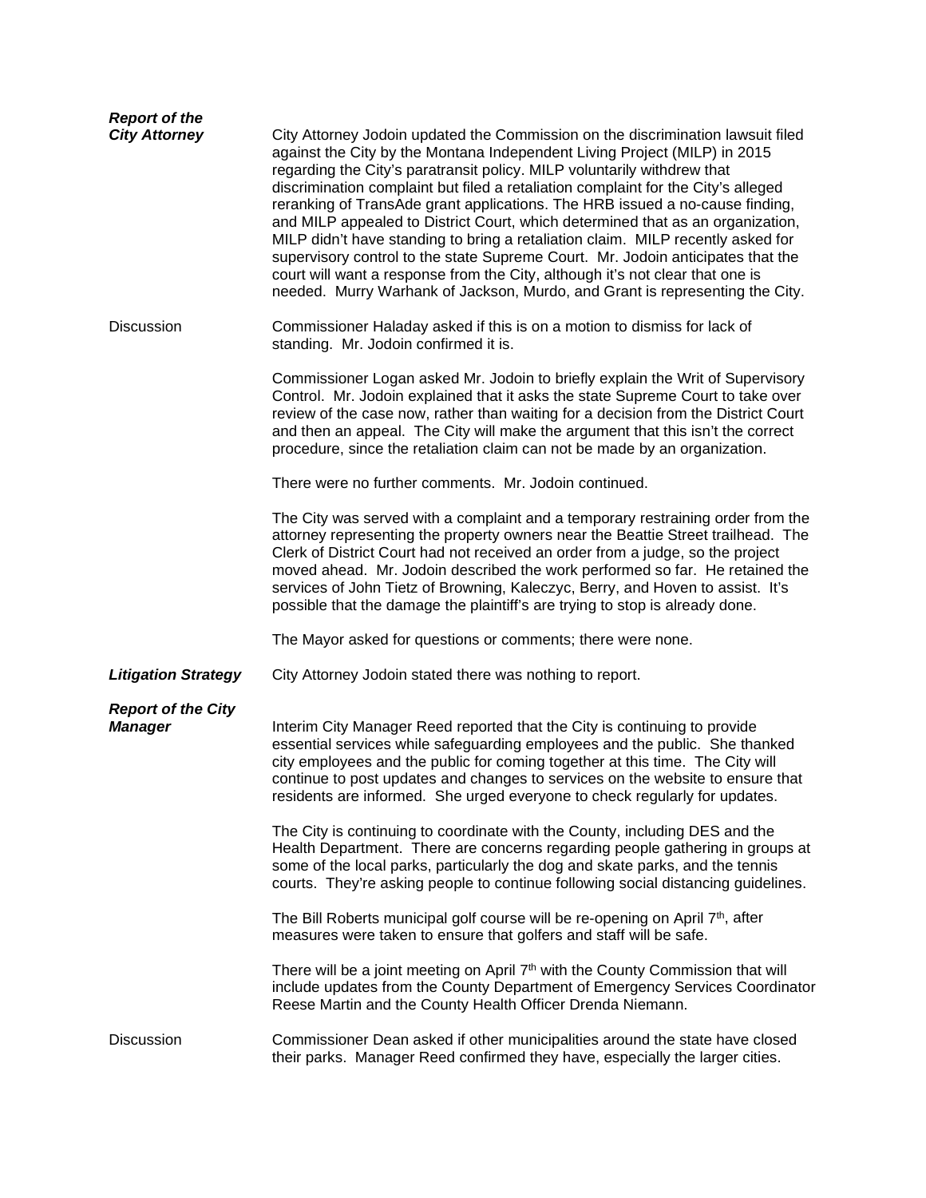***Report of the City Attorney***

City Attorney Jodoin updated the Commission on the discrimination lawsuit filed against the City by the Montana Independent Living Project (MILP) in 2015 regarding the City's paratransit policy. MILP voluntarily withdrew that discrimination complaint but filed a retaliation complaint for the City's alleged reranking of TransAde grant applications. The HRB issued a no-cause finding, and MILP appealed to District Court, which determined that as an organization, MILP didn't have standing to bring a retaliation claim. MILP recently asked for supervisory control to the state Supreme Court. Mr. Jodoin anticipates that the court will want a response from the City, although it's not clear that one is needed. Murry Warhank of Jackson, Murdo, and Grant is representing the City.

Discussion

Commissioner Haladay asked if this is on a motion to dismiss for lack of standing. Mr. Jodoin confirmed it is.

Commissioner Logan asked Mr. Jodoin to briefly explain the Writ of Supervisory Control. Mr. Jodoin explained that it asks the state Supreme Court to take over review of the case now, rather than waiting for a decision from the District Court and then an appeal. The City will make the argument that this isn't the correct procedure, since the retaliation claim can not be made by an organization.

There were no further comments. Mr. Jodoin continued.

The City was served with a complaint and a temporary restraining order from the attorney representing the property owners near the Beattie Street trailhead. The Clerk of District Court had not received an order from a judge, so the project moved ahead. Mr. Jodoin described the work performed so far. He retained the services of John Tietz of Browning, Kaleczyc, Berry, and Hoven to assist. It's possible that the damage the plaintiff's are trying to stop is already done.

The Mayor asked for questions or comments; there were none.

***Litigation Strategy***

City Attorney Jodoin stated there was nothing to report.

***Report of the City Manager***

Interim City Manager Reed reported that the City is continuing to provide essential services while safeguarding employees and the public. She thanked city employees and the public for coming together at this time. The City will continue to post updates and changes to services on the website to ensure that residents are informed. She urged everyone to check regularly for updates.

The City is continuing to coordinate with the County, including DES and the Health Department. There are concerns regarding people gathering in groups at some of the local parks, particularly the dog and skate parks, and the tennis courts. They're asking people to continue following social distancing guidelines.

The Bill Roberts municipal golf course will be re-opening on April 7th, after measures were taken to ensure that golfers and staff will be safe.

There will be a joint meeting on April 7th with the County Commission that will include updates from the County Department of Emergency Services Coordinator Reese Martin and the County Health Officer Drenda Niemann.

Discussion

Commissioner Dean asked if other municipalities around the state have closed their parks. Manager Reed confirmed they have, especially the larger cities.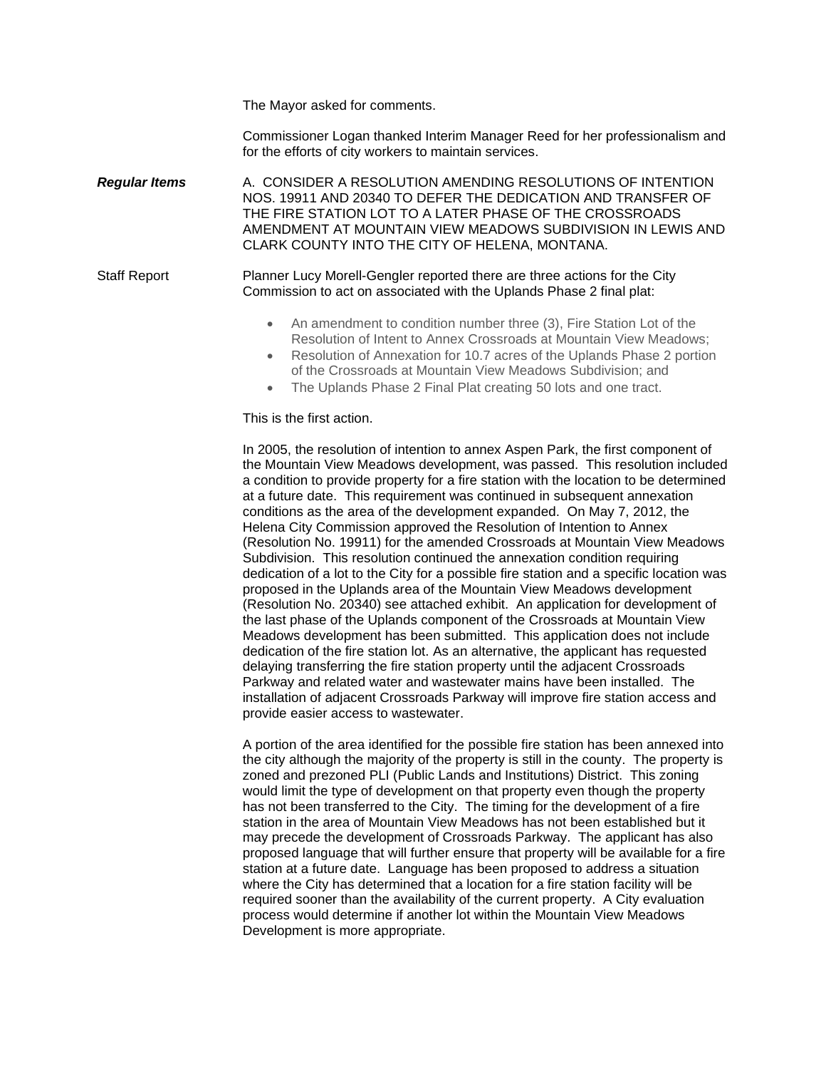The Mayor asked for comments.

Commissioner Logan thanked Interim Manager Reed for her professionalism and for the efforts of city workers to maintain services.

***Regular Items*** A. CONSIDER A RESOLUTION AMENDING RESOLUTIONS OF INTENTION NOS. 19911 AND 20340 TO DEFER THE DEDICATION AND TRANSFER OF THE FIRE STATION LOT TO A LATER PHASE OF THE CROSSROADS AMENDMENT AT MOUNTAIN VIEW MEADOWS SUBDIVISION IN LEWIS AND CLARK COUNTY INTO THE CITY OF HELENA, MONTANA.

Staff Report Planner Lucy Morell-Gengler reported there are three actions for the City Commission to act on associated with the Uplands Phase 2 final plat:

- An amendment to condition number three (3), Fire Station Lot of the Resolution of Intent to Annex Crossroads at Mountain View Meadows;
- Resolution of Annexation for 10.7 acres of the Uplands Phase 2 portion of the Crossroads at Mountain View Meadows Subdivision; and
- The Uplands Phase 2 Final Plat creating 50 lots and one tract.

This is the first action.

In 2005, the resolution of intention to annex Aspen Park, the first component of the Mountain View Meadows development, was passed. This resolution included a condition to provide property for a fire station with the location to be determined at a future date. This requirement was continued in subsequent annexation conditions as the area of the development expanded. On May 7, 2012, the Helena City Commission approved the Resolution of Intention to Annex (Resolution No. 19911) for the amended Crossroads at Mountain View Meadows Subdivision. This resolution continued the annexation condition requiring dedication of a lot to the City for a possible fire station and a specific location was proposed in the Uplands area of the Mountain View Meadows development (Resolution No. 20340) see attached exhibit. An application for development of the last phase of the Uplands component of the Crossroads at Mountain View Meadows development has been submitted. This application does not include dedication of the fire station lot. As an alternative, the applicant has requested delaying transferring the fire station property until the adjacent Crossroads Parkway and related water and wastewater mains have been installed. The installation of adjacent Crossroads Parkway will improve fire station access and provide easier access to wastewater.

A portion of the area identified for the possible fire station has been annexed into the city although the majority of the property is still in the county. The property is zoned and prezoned PLI (Public Lands and Institutions) District. This zoning would limit the type of development on that property even though the property has not been transferred to the City. The timing for the development of a fire station in the area of Mountain View Meadows has not been established but it may precede the development of Crossroads Parkway. The applicant has also proposed language that will further ensure that property will be available for a fire station at a future date. Language has been proposed to address a situation where the City has determined that a location for a fire station facility will be required sooner than the availability of the current property. A City evaluation process would determine if another lot within the Mountain View Meadows Development is more appropriate.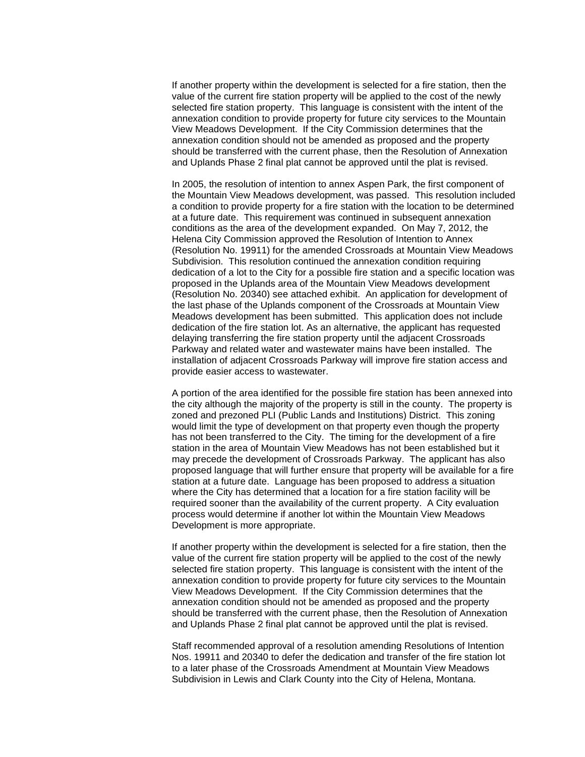If another property within the development is selected for a fire station, then the value of the current fire station property will be applied to the cost of the newly selected fire station property. This language is consistent with the intent of the annexation condition to provide property for future city services to the Mountain View Meadows Development. If the City Commission determines that the annexation condition should not be amended as proposed and the property should be transferred with the current phase, then the Resolution of Annexation and Uplands Phase 2 final plat cannot be approved until the plat is revised.

In 2005, the resolution of intention to annex Aspen Park, the first component of the Mountain View Meadows development, was passed. This resolution included a condition to provide property for a fire station with the location to be determined at a future date. This requirement was continued in subsequent annexation conditions as the area of the development expanded. On May 7, 2012, the Helena City Commission approved the Resolution of Intention to Annex (Resolution No. 19911) for the amended Crossroads at Mountain View Meadows Subdivision. This resolution continued the annexation condition requiring dedication of a lot to the City for a possible fire station and a specific location was proposed in the Uplands area of the Mountain View Meadows development (Resolution No. 20340) see attached exhibit. An application for development of the last phase of the Uplands component of the Crossroads at Mountain View Meadows development has been submitted. This application does not include dedication of the fire station lot. As an alternative, the applicant has requested delaying transferring the fire station property until the adjacent Crossroads Parkway and related water and wastewater mains have been installed. The installation of adjacent Crossroads Parkway will improve fire station access and provide easier access to wastewater.

A portion of the area identified for the possible fire station has been annexed into the city although the majority of the property is still in the county. The property is zoned and prezoned PLI (Public Lands and Institutions) District. This zoning would limit the type of development on that property even though the property has not been transferred to the City. The timing for the development of a fire station in the area of Mountain View Meadows has not been established but it may precede the development of Crossroads Parkway. The applicant has also proposed language that will further ensure that property will be available for a fire station at a future date. Language has been proposed to address a situation where the City has determined that a location for a fire station facility will be required sooner than the availability of the current property. A City evaluation process would determine if another lot within the Mountain View Meadows Development is more appropriate.

If another property within the development is selected for a fire station, then the value of the current fire station property will be applied to the cost of the newly selected fire station property. This language is consistent with the intent of the annexation condition to provide property for future city services to the Mountain View Meadows Development. If the City Commission determines that the annexation condition should not be amended as proposed and the property should be transferred with the current phase, then the Resolution of Annexation and Uplands Phase 2 final plat cannot be approved until the plat is revised.

Staff recommended approval of a resolution amending Resolutions of Intention Nos. 19911 and 20340 to defer the dedication and transfer of the fire station lot to a later phase of the Crossroads Amendment at Mountain View Meadows Subdivision in Lewis and Clark County into the City of Helena, Montana.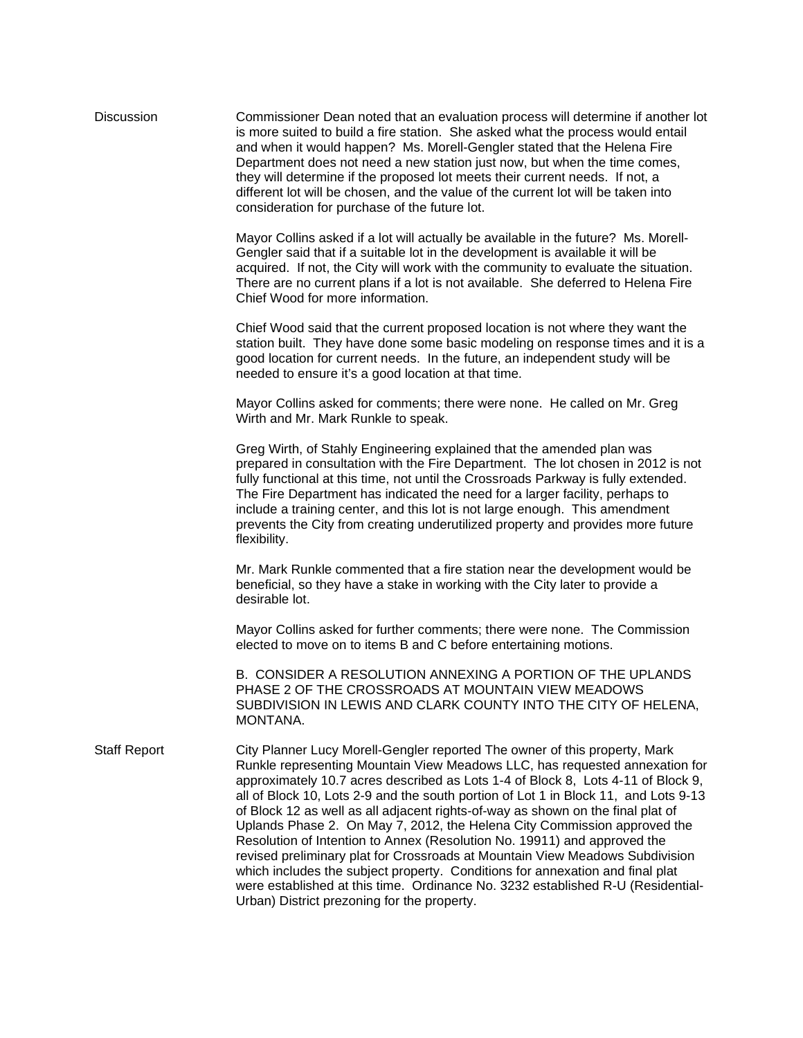Discussion

Commissioner Dean noted that an evaluation process will determine if another lot is more suited to build a fire station. She asked what the process would entail and when it would happen? Ms. Morell-Gengler stated that the Helena Fire Department does not need a new station just now, but when the time comes, they will determine if the proposed lot meets their current needs. If not, a different lot will be chosen, and the value of the current lot will be taken into consideration for purchase of the future lot.

Mayor Collins asked if a lot will actually be available in the future? Ms. Morell-Gengler said that if a suitable lot in the development is available it will be acquired. If not, the City will work with the community to evaluate the situation. There are no current plans if a lot is not available. She deferred to Helena Fire Chief Wood for more information.

Chief Wood said that the current proposed location is not where they want the station built. They have done some basic modeling on response times and it is a good location for current needs. In the future, an independent study will be needed to ensure it's a good location at that time.

Mayor Collins asked for comments; there were none. He called on Mr. Greg Wirth and Mr. Mark Runkle to speak.

Greg Wirth, of Stahly Engineering explained that the amended plan was prepared in consultation with the Fire Department. The lot chosen in 2012 is not fully functional at this time, not until the Crossroads Parkway is fully extended. The Fire Department has indicated the need for a larger facility, perhaps to include a training center, and this lot is not large enough. This amendment prevents the City from creating underutilized property and provides more future flexibility.

Mr. Mark Runkle commented that a fire station near the development would be beneficial, so they have a stake in working with the City later to provide a desirable lot.

Mayor Collins asked for further comments; there were none. The Commission elected to move on to items B and C before entertaining motions.

B. CONSIDER A RESOLUTION ANNEXING A PORTION OF THE UPLANDS PHASE 2 OF THE CROSSROADS AT MOUNTAIN VIEW MEADOWS SUBDIVISION IN LEWIS AND CLARK COUNTY INTO THE CITY OF HELENA, MONTANA.

Staff Report

City Planner Lucy Morell-Gengler reported The owner of this property, Mark Runkle representing Mountain View Meadows LLC, has requested annexation for approximately 10.7 acres described as Lots 1-4 of Block 8, Lots 4-11 of Block 9, all of Block 10, Lots 2-9 and the south portion of Lot 1 in Block 11, and Lots 9-13 of Block 12 as well as all adjacent rights-of-way as shown on the final plat of Uplands Phase 2. On May 7, 2012, the Helena City Commission approved the Resolution of Intention to Annex (Resolution No. 19911) and approved the revised preliminary plat for Crossroads at Mountain View Meadows Subdivision which includes the subject property. Conditions for annexation and final plat were established at this time. Ordinance No. 3232 established R-U (Residential-Urban) District prezoning for the property.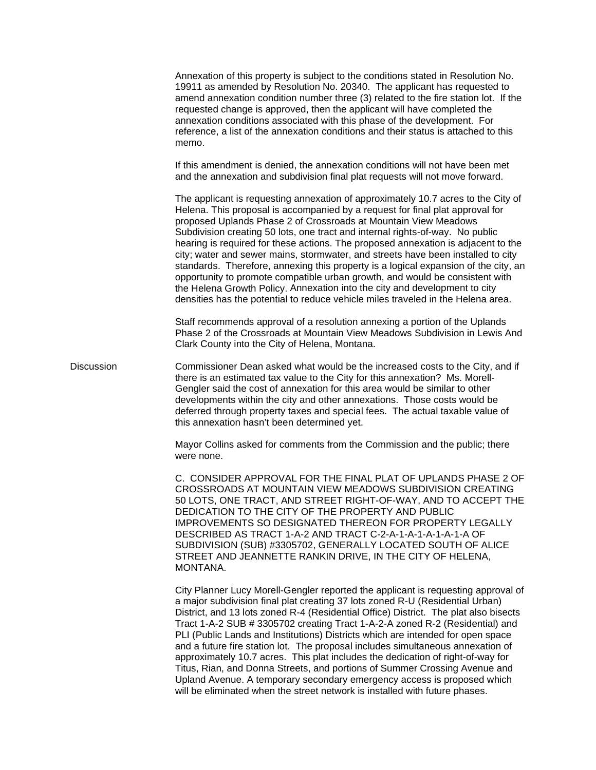Annexation of this property is subject to the conditions stated in Resolution No. 19911 as amended by Resolution No. 20340. The applicant has requested to amend annexation condition number three (3) related to the fire station lot. If the requested change is approved, then the applicant will have completed the annexation conditions associated with this phase of the development. For reference, a list of the annexation conditions and their status is attached to this memo.

If this amendment is denied, the annexation conditions will not have been met and the annexation and subdivision final plat requests will not move forward.

The applicant is requesting annexation of approximately 10.7 acres to the City of Helena. This proposal is accompanied by a request for final plat approval for proposed Uplands Phase 2 of Crossroads at Mountain View Meadows Subdivision creating 50 lots, one tract and internal rights-of-way. No public hearing is required for these actions. The proposed annexation is adjacent to the city; water and sewer mains, stormwater, and streets have been installed to city standards. Therefore, annexing this property is a logical expansion of the city, an opportunity to promote compatible urban growth, and would be consistent with the Helena Growth Policy. Annexation into the city and development to city densities has the potential to reduce vehicle miles traveled in the Helena area.

Staff recommends approval of a resolution annexing a portion of the Uplands Phase 2 of the Crossroads at Mountain View Meadows Subdivision in Lewis And Clark County into the City of Helena, Montana.

Discussion

Commissioner Dean asked what would be the increased costs to the City, and if there is an estimated tax value to the City for this annexation? Ms. Morell-Gengler said the cost of annexation for this area would be similar to other developments within the city and other annexations. Those costs would be deferred through property taxes and special fees. The actual taxable value of this annexation hasn't been determined yet.

Mayor Collins asked for comments from the Commission and the public; there were none.

C. CONSIDER APPROVAL FOR THE FINAL PLAT OF UPLANDS PHASE 2 OF CROSSROADS AT MOUNTAIN VIEW MEADOWS SUBDIVISION CREATING 50 LOTS, ONE TRACT, AND STREET RIGHT-OF-WAY, AND TO ACCEPT THE DEDICATION TO THE CITY OF THE PROPERTY AND PUBLIC IMPROVEMENTS SO DESIGNATED THEREON FOR PROPERTY LEGALLY DESCRIBED AS TRACT 1-A-2 AND TRACT C-2-A-1-A-1-A-1-A-1-A OF SUBDIVISION (SUB) #3305702, GENERALLY LOCATED SOUTH OF ALICE STREET AND JEANNETTE RANKIN DRIVE, IN THE CITY OF HELENA, MONTANA.

City Planner Lucy Morell-Gengler reported the applicant is requesting approval of a major subdivision final plat creating 37 lots zoned R-U (Residential Urban) District, and 13 lots zoned R-4 (Residential Office) District. The plat also bisects Tract 1-A-2 SUB # 3305702 creating Tract 1-A-2-A zoned R-2 (Residential) and PLI (Public Lands and Institutions) Districts which are intended for open space and a future fire station lot. The proposal includes simultaneous annexation of approximately 10.7 acres. This plat includes the dedication of right-of-way for Titus, Rian, and Donna Streets, and portions of Summer Crossing Avenue and Upland Avenue. A temporary secondary emergency access is proposed which will be eliminated when the street network is installed with future phases.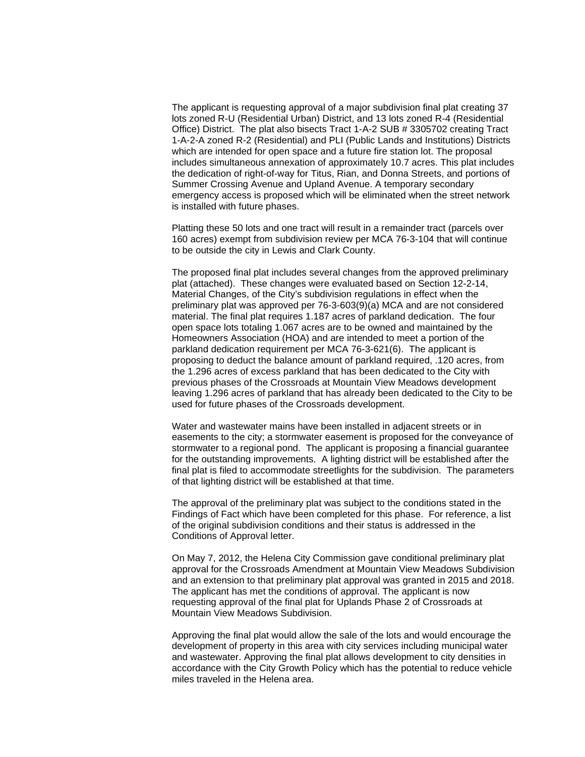The applicant is requesting approval of a major subdivision final plat creating 37 lots zoned R-U (Residential Urban) District, and 13 lots zoned R-4 (Residential Office) District. The plat also bisects Tract 1-A-2 SUB # 3305702 creating Tract 1-A-2-A zoned R-2 (Residential) and PLI (Public Lands and Institutions) Districts which are intended for open space and a future fire station lot. The proposal includes simultaneous annexation of approximately 10.7 acres. This plat includes the dedication of right-of-way for Titus, Rian, and Donna Streets, and portions of Summer Crossing Avenue and Upland Avenue. A temporary secondary emergency access is proposed which will be eliminated when the street network is installed with future phases.

Platting these 50 lots and one tract will result in a remainder tract (parcels over 160 acres) exempt from subdivision review per MCA 76-3-104 that will continue to be outside the city in Lewis and Clark County.

The proposed final plat includes several changes from the approved preliminary plat (attached). These changes were evaluated based on Section 12-2-14, Material Changes, of the City's subdivision regulations in effect when the preliminary plat was approved per 76-3-603(9)(a) MCA and are not considered material. The final plat requires 1.187 acres of parkland dedication. The four open space lots totaling 1.067 acres are to be owned and maintained by the Homeowners Association (HOA) and are intended to meet a portion of the parkland dedication requirement per MCA 76-3-621(6). The applicant is proposing to deduct the balance amount of parkland required, .120 acres, from the 1.296 acres of excess parkland that has been dedicated to the City with previous phases of the Crossroads at Mountain View Meadows development leaving 1.296 acres of parkland that has already been dedicated to the City to be used for future phases of the Crossroads development.

Water and wastewater mains have been installed in adjacent streets or in easements to the city; a stormwater easement is proposed for the conveyance of stormwater to a regional pond. The applicant is proposing a financial guarantee for the outstanding improvements. A lighting district will be established after the final plat is filed to accommodate streetlights for the subdivision. The parameters of that lighting district will be established at that time.

The approval of the preliminary plat was subject to the conditions stated in the Findings of Fact which have been completed for this phase. For reference, a list of the original subdivision conditions and their status is addressed in the Conditions of Approval letter.

On May 7, 2012, the Helena City Commission gave conditional preliminary plat approval for the Crossroads Amendment at Mountain View Meadows Subdivision and an extension to that preliminary plat approval was granted in 2015 and 2018. The applicant has met the conditions of approval. The applicant is now requesting approval of the final plat for Uplands Phase 2 of Crossroads at Mountain View Meadows Subdivision.

Approving the final plat would allow the sale of the lots and would encourage the development of property in this area with city services including municipal water and wastewater. Approving the final plat allows development to city densities in accordance with the City Growth Policy which has the potential to reduce vehicle miles traveled in the Helena area.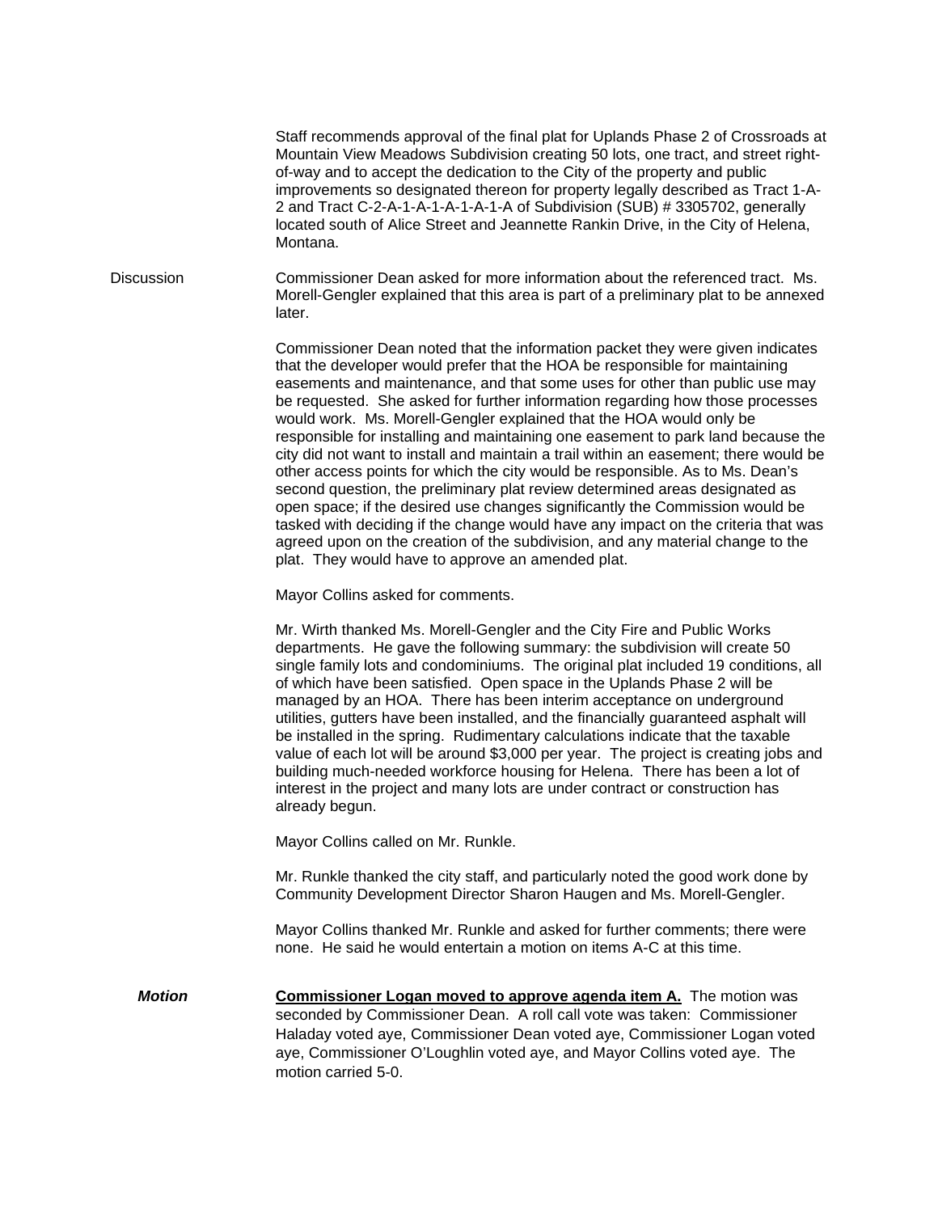Staff recommends approval of the final plat for Uplands Phase 2 of Crossroads at Mountain View Meadows Subdivision creating 50 lots, one tract, and street right-of-way and to accept the dedication to the City of the property and public improvements so designated thereon for property legally described as Tract 1-A-2 and Tract C-2-A-1-A-1-A-1-A-1-A of Subdivision (SUB) # 3305702, generally located south of Alice Street and Jeannette Rankin Drive, in the City of Helena, Montana.

Discussion

Commissioner Dean asked for more information about the referenced tract. Ms. Morell-Gengler explained that this area is part of a preliminary plat to be annexed later.

Commissioner Dean noted that the information packet they were given indicates that the developer would prefer that the HOA be responsible for maintaining easements and maintenance, and that some uses for other than public use may be requested. She asked for further information regarding how those processes would work. Ms. Morell-Gengler explained that the HOA would only be responsible for installing and maintaining one easement to park land because the city did not want to install and maintain a trail within an easement; there would be other access points for which the city would be responsible. As to Ms. Dean's second question, the preliminary plat review determined areas designated as open space; if the desired use changes significantly the Commission would be tasked with deciding if the change would have any impact on the criteria that was agreed upon on the creation of the subdivision, and any material change to the plat. They would have to approve an amended plat.

Mayor Collins asked for comments.

Mr. Wirth thanked Ms. Morell-Gengler and the City Fire and Public Works departments. He gave the following summary: the subdivision will create 50 single family lots and condominiums. The original plat included 19 conditions, all of which have been satisfied. Open space in the Uplands Phase 2 will be managed by an HOA. There has been interim acceptance on underground utilities, gutters have been installed, and the financially guaranteed asphalt will be installed in the spring. Rudimentary calculations indicate that the taxable value of each lot will be around $3,000 per year. The project is creating jobs and building much-needed workforce housing for Helena. There has been a lot of interest in the project and many lots are under contract or construction has already begun.

Mayor Collins called on Mr. Runkle.

Mr. Runkle thanked the city staff, and particularly noted the good work done by Community Development Director Sharon Haugen and Ms. Morell-Gengler.

Mayor Collins thanked Mr. Runkle and asked for further comments; there were none. He said he would entertain a motion on items A-C at this time.

***Motion***

**Commissioner Logan moved to approve agenda item A.** The motion was seconded by Commissioner Dean. A roll call vote was taken: Commissioner Haladay voted aye, Commissioner Dean voted aye, Commissioner Logan voted aye, Commissioner O'Loughlin voted aye, and Mayor Collins voted aye. The motion carried 5-0.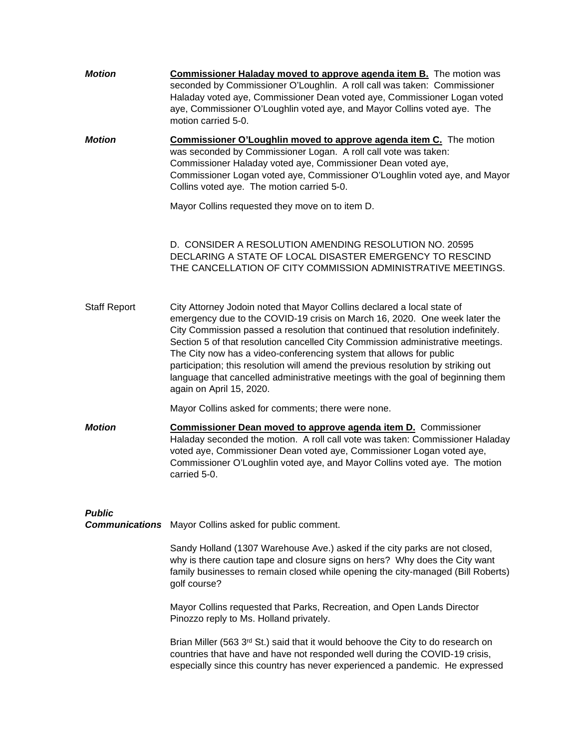***Motion*** **Commissioner Haladay moved to approve agenda item B.** The motion was seconded by Commissioner O'Loughlin. A roll call was taken: Commissioner Haladay voted aye, Commissioner Dean voted aye, Commissioner Logan voted aye, Commissioner O'Loughlin voted aye, and Mayor Collins voted aye. The motion carried 5-0.

***Motion*** **Commissioner O'Loughlin moved to approve agenda item C.** The motion was seconded by Commissioner Logan. A roll call vote was taken: Commissioner Haladay voted aye, Commissioner Dean voted aye, Commissioner Logan voted aye, Commissioner O'Loughlin voted aye, and Mayor Collins voted aye. The motion carried 5-0.

Mayor Collins requested they move on to item D.

D. CONSIDER A RESOLUTION AMENDING RESOLUTION NO. 20595 DECLARING A STATE OF LOCAL DISASTER EMERGENCY TO RESCIND THE CANCELLATION OF CITY COMMISSION ADMINISTRATIVE MEETINGS.

Staff Report City Attorney Jodoin noted that Mayor Collins declared a local state of emergency due to the COVID-19 crisis on March 16, 2020. One week later the City Commission passed a resolution that continued that resolution indefinitely. Section 5 of that resolution cancelled City Commission administrative meetings. The City now has a video-conferencing system that allows for public participation; this resolution will amend the previous resolution by striking out language that cancelled administrative meetings with the goal of beginning them again on April 15, 2020.

Mayor Collins asked for comments; there were none.

***Motion*** **Commissioner Dean moved to approve agenda item D.** Commissioner Haladay seconded the motion. A roll call vote was taken: Commissioner Haladay voted aye, Commissioner Dean voted aye, Commissioner Logan voted aye, Commissioner O'Loughlin voted aye, and Mayor Collins voted aye. The motion carried 5-0.

***Public Communications*** Mayor Collins asked for public comment.

Sandy Holland (1307 Warehouse Ave.) asked if the city parks are not closed, why is there caution tape and closure signs on hers? Why does the City want family businesses to remain closed while opening the city-managed (Bill Roberts) golf course?

Mayor Collins requested that Parks, Recreation, and Open Lands Director Pinozzo reply to Ms. Holland privately.

Brian Miller (563 3rd St.) said that it would behoove the City to do research on countries that have and have not responded well during the COVID-19 crisis, especially since this country has never experienced a pandemic. He expressed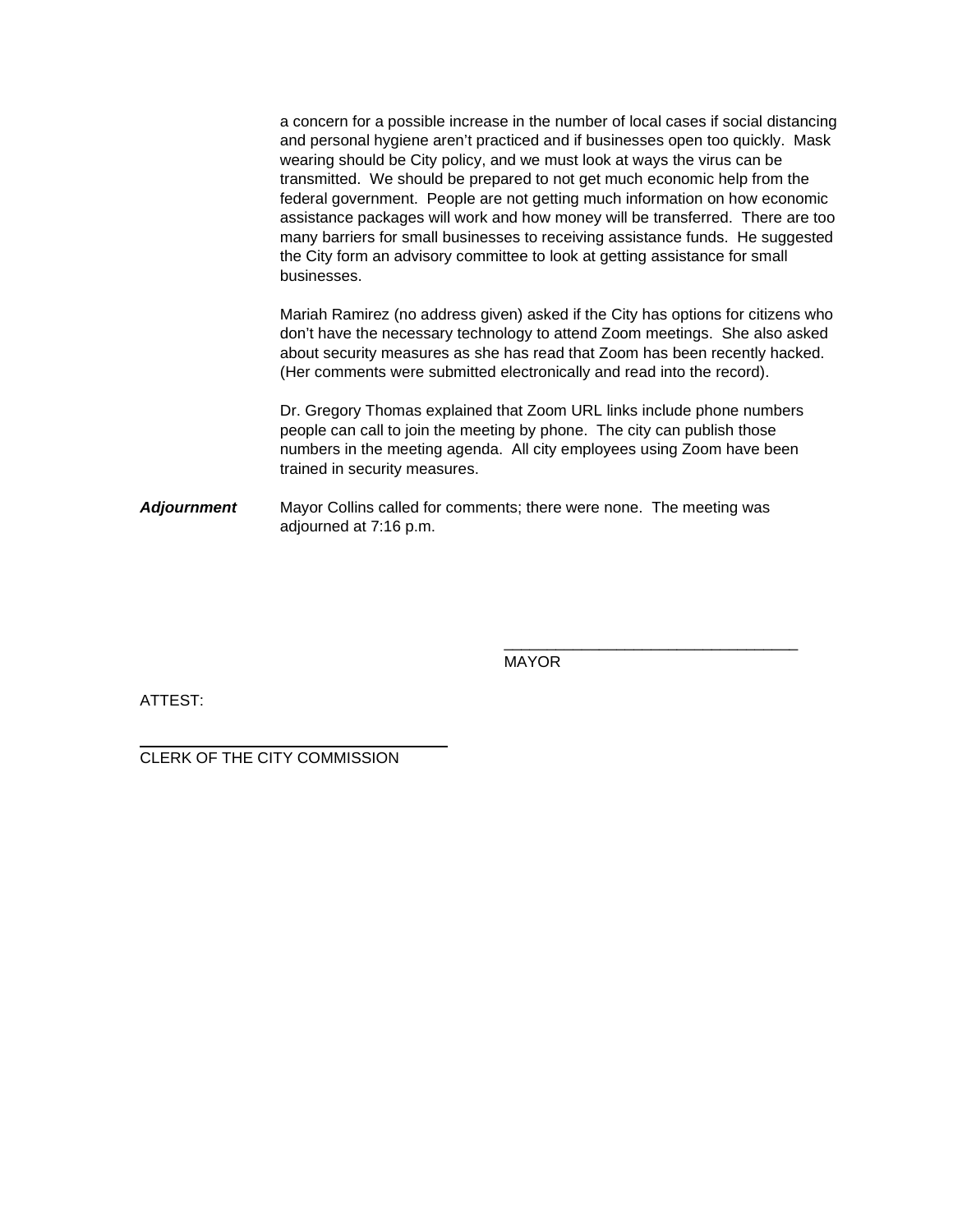a concern for a possible increase in the number of local cases if social distancing and personal hygiene aren't practiced and if businesses open too quickly. Mask wearing should be City policy, and we must look at ways the virus can be transmitted. We should be prepared to not get much economic help from the federal government. People are not getting much information on how economic assistance packages will work and how money will be transferred. There are too many barriers for small businesses to receiving assistance funds. He suggested the City form an advisory committee to look at getting assistance for small businesses.

Mariah Ramirez (no address given) asked if the City has options for citizens who don't have the necessary technology to attend Zoom meetings. She also asked about security measures as she has read that Zoom has been recently hacked. (Her comments were submitted electronically and read into the record).

Dr. Gregory Thomas explained that Zoom URL links include phone numbers people can call to join the meeting by phone. The city can publish those numbers in the meeting agenda. All city employees using Zoom have been trained in security measures.

***Adjournment*** Mayor Collins called for comments; there were none. The meeting was adjourned at 7:16 p.m.

___________________________________
MAYOR

ATTEST:

___________________________________
CLERK OF THE CITY COMMISSION